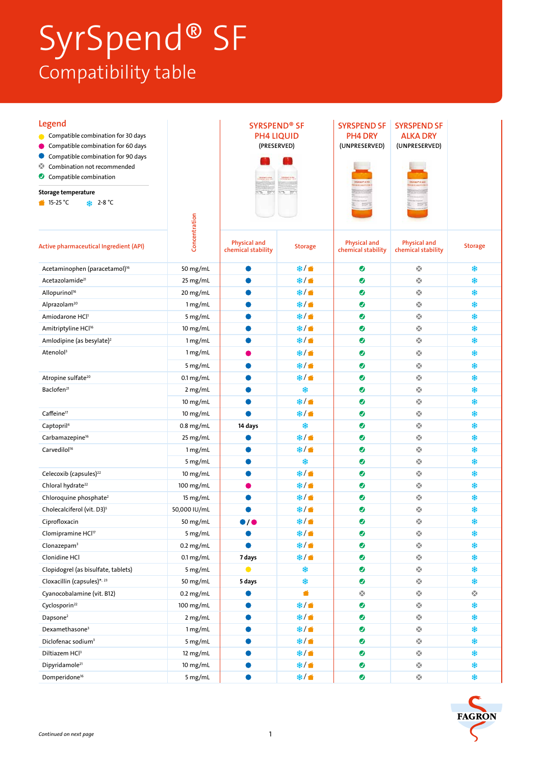# SyrSpend® SF

## Compatibility table

**Legend**

- 🟡 Compatible combination for 30 days
- 🟣 Compatible combination for 60 days
- 🔵 Compatible combination for 90 days
- ⊗ Combination not recommended
- ✔ Compatible combination

**Storage temperature**

- 🟧 15-25 °C
- ❄ 2-8 °C

| Active pharmaceutical Ingredient (API) | Concentration | SYRSPEND® SF PH4 LIQUID (PRESERVED) Physical and chemical stability | SYRSPEND® SF PH4 LIQUID (PRESERVED) Storage | SYRSPEND SF PH4 DRY (UNPRESERVED) Physical and chemical stability | SYRSPEND SF ALKA DRY (UNPRESERVED) Physical and chemical stability | Storage |
|---|---|---|---|---|---|---|
| Acetaminophen (paracetamol)[16] | 50 mg/mL | 🔵 | ❄/🟧 | ✔ | ⊗ | ❄ |
| Acetazolamide[21] | 25 mg/mL | 🔵 | ❄/🟧 | ✔ | ⊗ | ❄ |
| Allopurinol[16] | 20 mg/mL | 🔵 | ❄/🟧 | ✔ | ⊗ | ❄ |
| Alprazolam[20] | 1 mg/mL | 🔵 | ❄/🟧 | ✔ | ⊗ | ❄ |
| Amiodarone HCl[1] | 5 mg/mL | 🔵 | ❄/🟧 | ✔ | ⊗ | ❄ |
| Amitriptyline HCl[16] | 10 mg/mL | 🔵 | ❄/🟧 | ✔ | ⊗ | ❄ |
| Amlodipine (as besylate)[2] | 1 mg/mL | 🔵 | ❄/🟧 | ✔ | ⊗ | ❄ |
| Atenolol[3] | 1 mg/mL | 🟣 | ❄/🟧 | ✔ | ⊗ | ❄ |
| | 5 mg/mL | 🔵 | ❄/🟧 | ✔ | ⊗ | ❄ |
| Atropine sulfate[20] | 0.1 mg/mL | 🔵 | ❄/🟧 | ✔ | ⊗ | ❄ |
| Baclofen[21] | 2 mg/mL | 🔵 | ❄ | ✔ | ⊗ | ❄ |
| | 10 mg/mL | 🔵 | ❄/🟧 | ✔ | ⊗ | ❄ |
| Caffeine[17] | 10 mg/mL | 🔵 | ❄/🟧 | ✔ | ⊗ | ❄ |
| Captopril[4] | 0.8 mg/mL | **14 days** | ❄ | ✔ | ⊗ | ❄ |
| Carbamazepine[16] | 25 mg/mL | 🔵 | ❄/🟧 | ✔ | ⊗ | ❄ |
| Carvedilol[16] | 1 mg/mL | 🔵 | ❄/🟧 | ✔ | ⊗ | ❄ |
| | 5 mg/mL | 🔵 | ❄ | ✔ | ⊗ | ❄ |
| Celecoxib (capsules)[22] | 10 mg/mL | 🔵 | ❄/🟧 | ✔ | ⊗ | ❄ |
| Chloral hydrate[22] | 100 mg/mL | 🟣 | ❄/🟧 | ✔ | ⊗ | ❄ |
| Chloroquine phosphate[2] | 15 mg/mL | 🔵 | ❄/🟧 | ✔ | ⊗ | ❄ |
| Cholecalciferol (vit. D3)[5] | 50,000 IU/mL | 🔵 | ❄/🟧 | ✔ | ⊗ | ❄ |
| Ciprofloxacin | 50 mg/mL | 🔵/🟣 | ❄/🟧 | ✔ | ⊗ | ❄ |
| Clomipramine HCl[17] | 5 mg/mL | 🔵 | ❄/🟧 | ✔ | ⊗ | ❄ |
| Clonazepam[3] | 0.2 mg/mL | 🔵 | ❄/🟧 | ✔ | ⊗ | ❄ |
| Clonidine HCl | 0.1 mg/mL | **7 days** | ❄/🟧 | ✔ | ⊗ | ❄ |
| Clopidogrel (as bisulfate, tablets) | 5 mg/mL | 🟡 | ❄ | ✔ | ⊗ | ❄ |
| Cloxacillin (capsules)*[23] | 50 mg/mL | **5 days** | ❄ | ✔ | ⊗ | ❄ |
| Cyanocobalamine (vit. B12) | 0.2 mg/mL | 🔵 | 🟧 | ⊗ | ⊗ | ⊗ |
| Cyclosporin[22] | 100 mg/mL | 🔵 | ❄/🟧 | ✔ | ⊗ | ❄ |
| Dapsone[2] | 2 mg/mL | 🔵 | ❄/🟧 | ✔ | ⊗ | ❄ |
| Dexamethasone[3] | 1 mg/mL | 🔵 | ❄/🟧 | ✔ | ⊗ | ❄ |
| Diclofenac sodium[3] | 5 mg/mL | 🔵 | ❄/🟧 | ✔ | ⊗ | ❄ |
| Diltiazem HCl[3] | 12 mg/mL | 🔵 | ❄/🟧 | ✔ | ⊗ | ❄ |
| Dipyridamole[21] | 10 mg/mL | 🔵 | ❄/🟧 | ✔ | ⊗ | ❄ |
| Domperidone[16] | 5 mg/mL | 🔵 | ❄/🟧 | ✔ | ⊗ | ❄ |

*Continued on next page*

FAGRON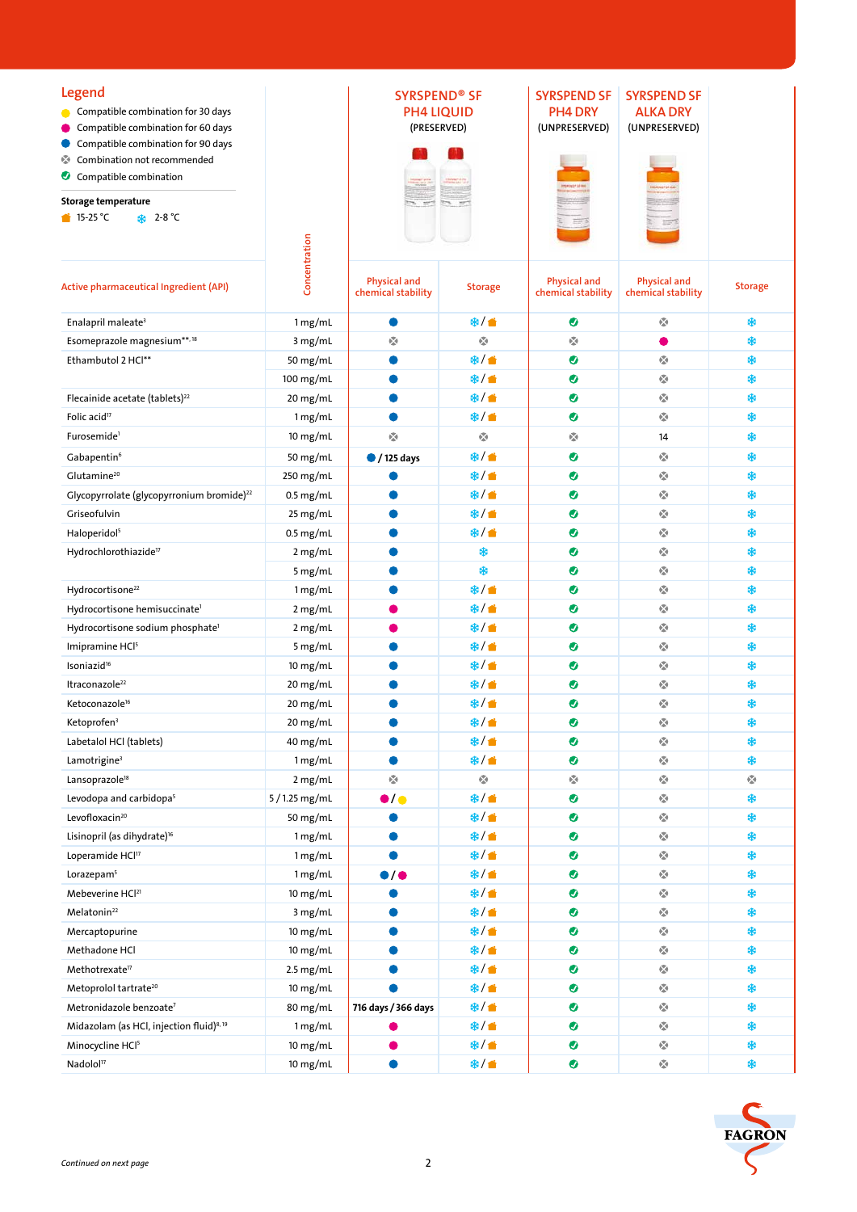## Legend

- 🟡 Compatible combination for 30 days
- 🔴 Compatible combination for 60 days
- 🔵 Compatible combination for 90 days
- ⊗ Combination not recommended
- ✔ Compatible combination

**Storage temperature**

- 🏠 15-25 °C
- ❄ 2-8 °C

| Active pharmaceutical Ingredient (API) | Concentration | SYRSPEND® SF PH4 LIQUID (PRESERVED) Physical and chemical stability | SYRSPEND® SF PH4 LIQUID (PRESERVED) Storage | SYRSPEND SF PH4 DRY (UNPRESERVED) Physical and chemical stability | SYRSPEND SF ALKA DRY (UNPRESERVED) Physical and chemical stability | Storage |
|---|---|---|---|---|---|---|
| Enalapril maleate[3] | 1 mg/mL | 🔵 | ❄/🏠 | ✔ | ⊗ | ❄ |
| Esomeprazole magnesium**,[18] | 3 mg/mL | ⊗ | ⊗ | ⊗ | 🔴 | ❄ |
| Ethambutol 2 HCl** | 50 mg/mL | 🔵 | ❄/🏠 | ✔ | ⊗ | ❄ |
| | 100 mg/mL | 🔵 | ❄/🏠 | ✔ | ⊗ | ❄ |
| Flecainide acetate (tablets)[22] | 20 mg/mL | 🔵 | ❄/🏠 | ✔ | ⊗ | ❄ |
| Folic acid[17] | 1 mg/mL | 🔵 | ❄/🏠 | ✔ | ⊗ | ❄ |
| Furosemide[1] | 10 mg/mL | ⊗ | ⊗ | ⊗ | 14 | ❄ |
| Gabapentin[6] | 50 mg/mL | 🔵 / 125 days | ❄/🏠 | ✔ | ⊗ | ❄ |
| Glutamine[20] | 250 mg/mL | 🔵 | ❄/🏠 | ✔ | ⊗ | ❄ |
| Glycopyrrolate (glycopyrronium bromide)[22] | 0.5 mg/mL | 🔵 | ❄/🏠 | ✔ | ⊗ | ❄ |
| Griseofulvin | 25 mg/mL | 🔵 | ❄/🏠 | ✔ | ⊗ | ❄ |
| Haloperidol[5] | 0.5 mg/mL | 🔵 | ❄/🏠 | ✔ | ⊗ | ❄ |
| Hydrochlorothiazide[17] | 2 mg/mL | 🔵 | ❄ | ✔ | ⊗ | ❄ |
| | 5 mg/mL | 🔵 | ❄ | ✔ | ⊗ | ❄ |
| Hydrocortisone[22] | 1 mg/mL | 🔵 | ❄/🏠 | ✔ | ⊗ | ❄ |
| Hydrocortisone hemisuccinate[1] | 2 mg/mL | 🔴 | ❄/🏠 | ✔ | ⊗ | ❄ |
| Hydrocortisone sodium phosphate[1] | 2 mg/mL | 🔴 | ❄/🏠 | ✔ | ⊗ | ❄ |
| Imipramine HCl[5] | 5 mg/mL | 🔵 | ❄/🏠 | ✔ | ⊗ | ❄ |
| Isoniazid[16] | 10 mg/mL | 🔵 | ❄/🏠 | ✔ | ⊗ | ❄ |
| Itraconazole[22] | 20 mg/mL | 🔵 | ❄/🏠 | ✔ | ⊗ | ❄ |
| Ketoconazole[16] | 20 mg/mL | 🔵 | ❄/🏠 | ✔ | ⊗ | ❄ |
| Ketoprofen[3] | 20 mg/mL | 🔵 | ❄/🏠 | ✔ | ⊗ | ❄ |
| Labetalol HCl (tablets) | 40 mg/mL | 🔵 | ❄/🏠 | ✔ | ⊗ | ❄ |
| Lamotrigine[3] | 1 mg/mL | 🔵 | ❄/🏠 | ✔ | ⊗ | ❄ |
| Lansoprazole[18] | 2 mg/mL | ⊗ | ⊗ | ⊗ | ⊗ | ⊗ |
| Levodopa and carbidopa[5] | 5 / 1.25 mg/mL | 🔴/🟡 | ❄/🏠 | ✔ | ⊗ | ❄ |
| Levofloxacin[20] | 50 mg/mL | 🔵 | ❄/🏠 | ✔ | ⊗ | ❄ |
| Lisinopril (as dihydrate)[16] | 1 mg/mL | 🔵 | ❄/🏠 | ✔ | ⊗ | ❄ |
| Loperamide HCl[17] | 1 mg/mL | 🔵 | ❄/🏠 | ✔ | ⊗ | ❄ |
| Lorazepam[5] | 1 mg/mL | 🔵/🔴 | ❄/🏠 | ✔ | ⊗ | ❄ |
| Mebeverine HCl[21] | 10 mg/mL | 🔵 | ❄/🏠 | ✔ | ⊗ | ❄ |
| Melatonin[22] | 3 mg/mL | 🔵 | ❄/🏠 | ✔ | ⊗ | ❄ |
| Mercaptopurine | 10 mg/mL | 🔵 | ❄/🏠 | ✔ | ⊗ | ❄ |
| Methadone HCl | 10 mg/mL | 🔵 | ❄/🏠 | ✔ | ⊗ | ❄ |
| Methotrexate[17] | 2.5 mg/mL | 🔵 | ❄/🏠 | ✔ | ⊗ | ❄ |
| Metoprolol tartrate[20] | 10 mg/mL | 🔵 | ❄/🏠 | ✔ | ⊗ | ❄ |
| Metronidazole benzoate[7] | 80 mg/mL | 716 days / 366 days | ❄/🏠 | ✔ | ⊗ | ❄ |
| Midazolam (as HCl, injection fluid)[8,19] | 1 mg/mL | 🔴 | ❄/🏠 | ✔ | ⊗ | ❄ |
| Minocycline HCl[5] | 10 mg/mL | 🔴 | ❄/🏠 | ✔ | ⊗ | ❄ |
| Nadolol[17] | 10 mg/mL | 🔵 | ❄/🏠 | ✔ | ⊗ | ❄ |

*Continued on next page*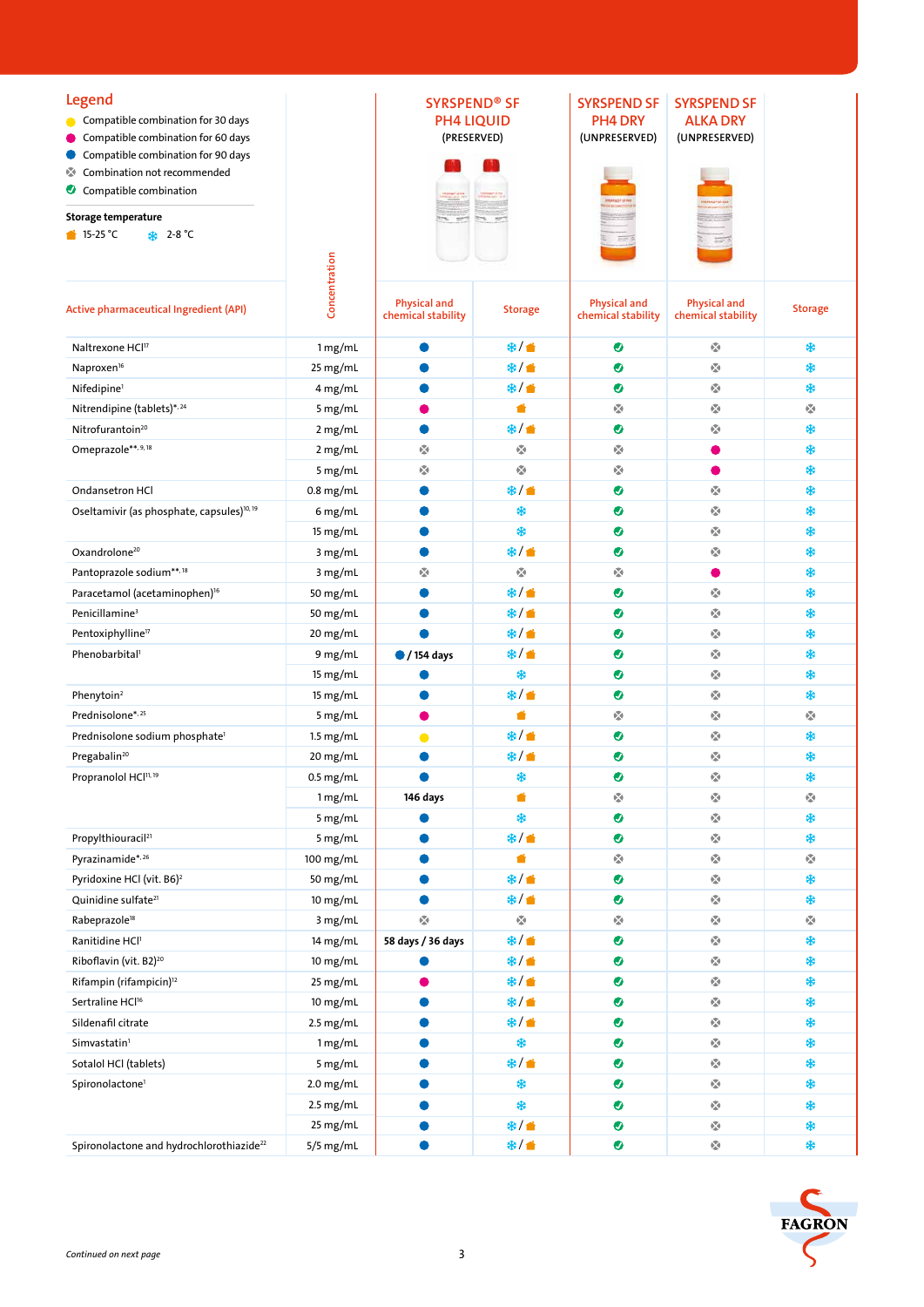## Legend

- 🟡 Compatible combination for 30 days
- 🔴 Compatible combination for 60 days
- 🔵 Compatible combination for 90 days
- ⊗ Combination not recommended
- ✔ Compatible combination

**Storage temperature**

- 🏠 15-25 °C
- ❄ 2-8 °C

| Active pharmaceutical Ingredient (API) | Concentration | SYRSPEND® SF PH4 LIQUID (PRESERVED) – Physical and chemical stability | SYRSPEND® SF PH4 LIQUID (PRESERVED) – Storage | SYRSPEND SF PH4 DRY (UNPRESERVED) – Physical and chemical stability | SYRSPEND SF ALKA DRY (UNPRESERVED) – Physical and chemical stability | Storage |
|---|---|---|---|---|---|---|
| Naltrexone HCl[17] | 1 mg/mL | 🔵 | ❄ / 🏠 | ✔ | ⊗ | ❄ |
| Naproxen[16] | 25 mg/mL | 🔵 | ❄ / 🏠 | ✔ | ⊗ | ❄ |
| Nifedipine[1] | 4 mg/mL | 🔵 | ❄ / 🏠 | ✔ | ⊗ | ❄ |
| Nitrendipine (tablets)*, [24] | 5 mg/mL | 🔴 | 🏠 | ⊗ | ⊗ | ⊗ |
| Nitrofurantoin[20] | 2 mg/mL | 🔵 | ❄ / 🏠 | ✔ | ⊗ | ❄ |
| Omeprazole**, [9, 18] | 2 mg/mL | ⊗ | ⊗ | ⊗ | 🔴 | ❄ |
| | 5 mg/mL | ⊗ | ⊗ | ⊗ | 🔴 | ❄ |
| Ondansetron HCl | 0.8 mg/mL | 🔵 | ❄ / 🏠 | ✔ | ⊗ | ❄ |
| Oseltamivir (as phosphate, capsules)[10, 19] | 6 mg/mL | 🔵 | ❄ | ✔ | ⊗ | ❄ |
| | 15 mg/mL | 🔵 | ❄ | ✔ | ⊗ | ❄ |
| Oxandrolone[20] | 3 mg/mL | 🔵 | ❄ / 🏠 | ✔ | ⊗ | ❄ |
| Pantoprazole sodium**, [18] | 3 mg/mL | ⊗ | ⊗ | ⊗ | 🔴 | ❄ |
| Paracetamol (acetaminophen)[16] | 50 mg/mL | 🔵 | ❄ / 🏠 | ✔ | ⊗ | ❄ |
| Penicillamine[3] | 50 mg/mL | 🔵 | ❄ / 🏠 | ✔ | ⊗ | ❄ |
| Pentoxiphylline[17] | 20 mg/mL | 🔵 | ❄ / 🏠 | ✔ | ⊗ | ❄ |
| Phenobarbital[1] | 9 mg/mL | 🔵 / 154 days | ❄ / 🏠 | ✔ | ⊗ | ❄ |
| | 15 mg/mL | 🔵 | ❄ | ✔ | ⊗ | ❄ |
| Phenytoin[2] | 15 mg/mL | 🔵 | ❄ / 🏠 | ✔ | ⊗ | ❄ |
| Prednisolone*, [25] | 5 mg/mL | 🔴 | 🏠 | ⊗ | ⊗ | ⊗ |
| Prednisolone sodium phosphate[1] | 1.5 mg/mL | 🟡 | ❄ / 🏠 | ✔ | ⊗ | ❄ |
| Pregabalin[20] | 20 mg/mL | 🔵 | ❄ / 🏠 | ✔ | ⊗ | ❄ |
| Propranolol HCl[11, 19] | 0.5 mg/mL | 🔵 | ❄ | ✔ | ⊗ | ❄ |
| | 1 mg/mL | 146 days | 🏠 | ⊗ | ⊗ | ⊗ |
| | 5 mg/mL | 🔵 | ❄ | ✔ | ⊗ | ❄ |
| Propylthiouracil[21] | 5 mg/mL | 🔵 | ❄ / 🏠 | ✔ | ⊗ | ❄ |
| Pyrazinamide*, [26] | 100 mg/mL | 🔵 | 🏠 | ⊗ | ⊗ | ⊗ |
| Pyridoxine HCl (vit. B6)[2] | 50 mg/mL | 🔵 | ❄ / 🏠 | ✔ | ⊗ | ❄ |
| Quinidine sulfate[21] | 10 mg/mL | 🔵 | ❄ / 🏠 | ✔ | ⊗ | ❄ |
| Rabeprazole[18] | 3 mg/mL | ⊗ | ⊗ | ⊗ | ⊗ | ⊗ |
| Ranitidine HCl[1] | 14 mg/mL | 58 days / 36 days | ❄ / 🏠 | ✔ | ⊗ | ❄ |
| Riboflavin (vit. B2)[20] | 10 mg/mL | 🔵 | ❄ / 🏠 | ✔ | ⊗ | ❄ |
| Rifampin (rifampicin)[12] | 25 mg/mL | 🔴 | ❄ / 🏠 | ✔ | ⊗ | ❄ |
| Sertraline HCl[16] | 10 mg/mL | 🔵 | ❄ / 🏠 | ✔ | ⊗ | ❄ |
| Sildenafil citrate | 2.5 mg/mL | 🔵 | ❄ / 🏠 | ✔ | ⊗ | ❄ |
| Simvastatin[1] | 1 mg/mL | 🔵 | ❄ | ✔ | ⊗ | ❄ |
| Sotalol HCl (tablets) | 5 mg/mL | 🔵 | ❄ / 🏠 | ✔ | ⊗ | ❄ |
| Spironolactone[1] | 2.0 mg/mL | 🔵 | ❄ | ✔ | ⊗ | ❄ |
| | 2.5 mg/mL | 🔵 | ❄ | ✔ | ⊗ | ❄ |
| | 25 mg/mL | 🔵 | ❄ / 🏠 | ✔ | ⊗ | ❄ |
| Spironolactone and hydrochlorothiazide[22] | 5/5 mg/mL | 🔵 | ❄ / 🏠 | ✔ | ⊗ | ❄ |

*Continued on next page*

FAGRON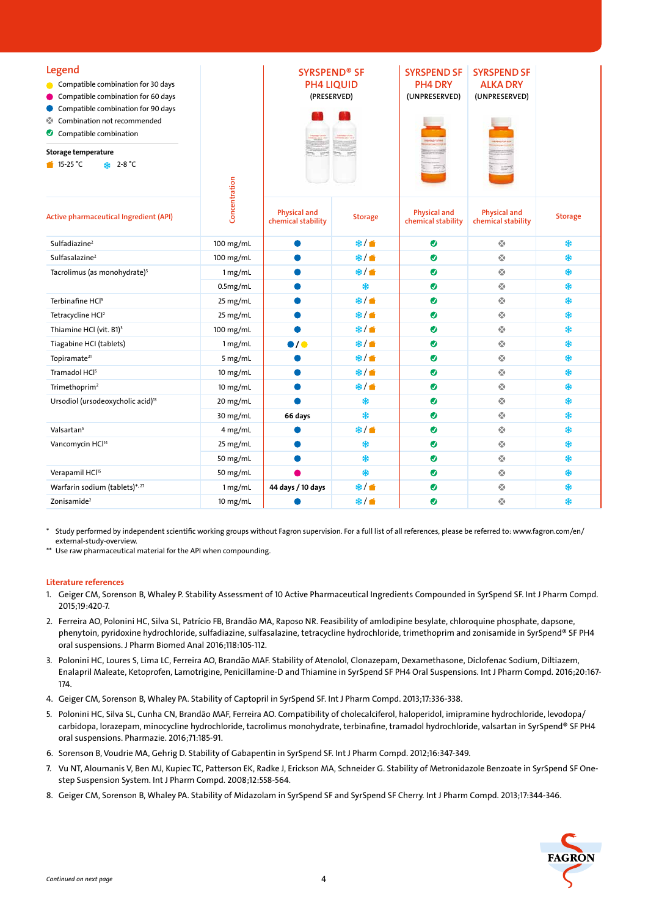## Legend

- 🟡 Compatible combination for 30 days
- 🟣 Compatible combination for 60 days
- 🔵 Compatible combination for 90 days
- ⊗ Combination not recommended
- ✅ Compatible combination

**Storage temperature**

- 🏠 15-25 °C
- ❄ 2-8 °C

| Active pharmaceutical Ingredient (API) | Concentration | SYRSPEND® SF PH4 LIQUID (PRESERVED) Physical and chemical stability | Storage | SYRSPEND SF PH4 DRY (UNPRESERVED) Physical and chemical stability | SYRSPEND SF ALKA DRY (UNPRESERVED) Physical and chemical stability | Storage |
|---|---|---|---|---|---|---|
| Sulfadiazine[2] | 100 mg/mL | 🔵 | ❄/🏠 | ✅ | ⊗ | ❄ |
| Sulfasalazine[2] | 100 mg/mL | 🔵 | ❄/🏠 | ✅ | ⊗ | ❄ |
| Tacrolimus (as monohydrate)[5] | 1 mg/mL | 🔵 | ❄/🏠 | ✅ | ⊗ | ❄ |
| | 0.5mg/mL | 🔵 | ❄ | ✅ | ⊗ | ❄ |
| Terbinafine HCl[5] | 25 mg/mL | 🔵 | ❄/🏠 | ✅ | ⊗ | ❄ |
| Tetracycline HCl[2] | 25 mg/mL | 🔵 | ❄/🏠 | ✅ | ⊗ | ❄ |
| Thiamine HCl (vit. B1)[3] | 100 mg/mL | 🔵 | ❄/🏠 | ✅ | ⊗ | ❄ |
| Tiagabine HCl (tablets) | 1 mg/mL | 🔵/🟡 | ❄/🏠 | ✅ | ⊗ | ❄ |
| Topiramate[21] | 5 mg/mL | 🔵 | ❄/🏠 | ✅ | ⊗ | ❄ |
| Tramadol HCl[5] | 10 mg/mL | 🔵 | ❄/🏠 | ✅ | ⊗ | ❄ |
| Trimethoprim[2] | 10 mg/mL | 🔵 | ❄/🏠 | ✅ | ⊗ | ❄ |
| Ursodiol (ursodeoxycholic acid)[13] | 20 mg/mL | 🔵 | ❄ | ✅ | ⊗ | ❄ |
| | 30 mg/mL | **66 days** | ❄ | ✅ | ⊗ | ❄ |
| Valsartan[5] | 4 mg/mL | 🔵 | ❄/🏠 | ✅ | ⊗ | ❄ |
| Vancomycin HCl[14] | 25 mg/mL | 🔵 | ❄ | ✅ | ⊗ | ❄ |
| | 50 mg/mL | 🔵 | ❄ | ✅ | ⊗ | ❄ |
| Verapamil HCl[15] | 50 mg/mL | 🟣 | ❄ | ✅ | ⊗ | ❄ |
| Warfarin sodium (tablets)*,[27] | 1 mg/mL | **44 days / 10 days** | ❄/🏠 | ✅ | ⊗ | ❄ |
| Zonisamide[2] | 10 mg/mL | 🔵 | ❄/🏠 | ✅ | ⊗ | ❄ |

\* Study performed by independent scientific working groups without Fagron supervision. For a full list of all references, please be referred to: www.fagron.com/en/external-study-overview.

\*\* Use raw pharmaceutical material for the API when compounding.

### Literature references

1. Geiger CM, Sorenson B, Whaley P. Stability Assessment of 10 Active Pharmaceutical Ingredients Compounded in SyrSpend SF. Int J Pharm Compd. 2015;19:420-7.
2. Ferreira AO, Polonini HC, Silva SL, Patrício FB, Brandão MA, Raposo NR. Feasibility of amlodipine besylate, chloroquine phosphate, dapsone, phenytoin, pyridoxine hydrochloride, sulfadiazine, sulfasalazine, tetracycline hydrochloride, trimethoprim and zonisamide in SyrSpend® SF PH4 oral suspensions. J Pharm Biomed Anal 2016;118:105-112.
3. Polonini HC, Loures S, Lima LC, Ferreira AO, Brandão MAF. Stability of Atenolol, Clonazepam, Dexamethasone, Diclofenac Sodium, Diltiazem, Enalapril Maleate, Ketoprofen, Lamotrigine, Penicillamine-D and Thiamine in SyrSpend SF PH4 Oral Suspensions. Int J Pharm Compd. 2016;20:167-174.
4. Geiger CM, Sorenson B, Whaley PA. Stability of Captopril in SyrSpend SF. Int J Pharm Compd. 2013;17:336-338.
5. Polonini HC, Silva SL, Cunha CN, Brandão MAF, Ferreira AO. Compatibility of cholecalciferol, haloperidol, imipramine hydrochloride, levodopa/carbidopa, lorazepam, minocycline hydrochloride, tacrolimus monohydrate, terbinafine, tramadol hydrochloride, valsartan in SyrSpend® SF PH4 oral suspensions. Pharmazie. 2016;71:185-91.
6. Sorenson B, Voudrie MA, Gehrig D. Stability of Gabapentin in SyrSpend SF. Int J Pharm Compd. 2012;16:347-349.
7. Vu NT, Aloumanis V, Ben MJ, Kupiec TC, Patterson EK, Radke J, Erickson MA, Schneider G. Stability of Metronidazole Benzoate in SyrSpend SF One-step Suspension System. Int J Pharm Compd. 2008;12:558-564.
8. Geiger CM, Sorenson B, Whaley PA. Stability of Midazolam in SyrSpend SF and SyrSpend SF Cherry. Int J Pharm Compd. 2013;17:344-346.

*Continued on next page*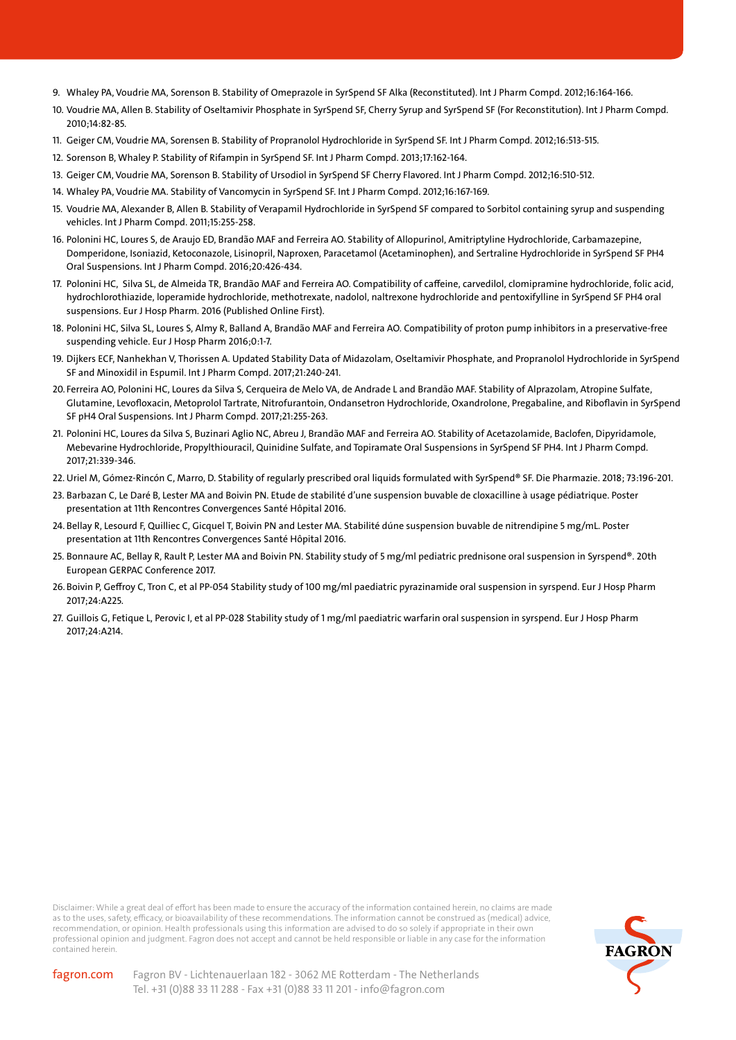9. Whaley PA, Voudrie MA, Sorenson B. Stability of Omeprazole in SyrSpend SF Alka (Reconstituted). Int J Pharm Compd. 2012;16:164-166.
10. Voudrie MA, Allen B. Stability of Oseltamivir Phosphate in SyrSpend SF, Cherry Syrup and SyrSpend SF (For Reconstitution). Int J Pharm Compd. 2010;14:82-85.
11. Geiger CM, Voudrie MA, Sorensen B. Stability of Propranolol Hydrochloride in SyrSpend SF. Int J Pharm Compd. 2012;16:513-515.
12. Sorenson B, Whaley P. Stability of Rifampin in SyrSpend SF. Int J Pharm Compd. 2013;17:162-164.
13. Geiger CM, Voudrie MA, Sorenson B. Stability of Ursodiol in SyrSpend SF Cherry Flavored. Int J Pharm Compd. 2012;16:510-512.
14. Whaley PA, Voudrie MA. Stability of Vancomycin in SyrSpend SF. Int J Pharm Compd. 2012;16:167-169.
15. Voudrie MA, Alexander B, Allen B. Stability of Verapamil Hydrochloride in SyrSpend SF compared to Sorbitol containing syrup and suspending vehicles. Int J Pharm Compd. 2011;15:255-258.
16. Polonini HC, Loures S, de Araujo ED, Brandão MAF and Ferreira AO. Stability of Allopurinol, Amitriptyline Hydrochloride, Carbamazepine, Domperidone, Isoniazid, Ketoconazole, Lisinopril, Naproxen, Paracetamol (Acetaminophen), and Sertraline Hydrochloride in SyrSpend SF PH4 Oral Suspensions. Int J Pharm Compd. 2016;20:426-434.
17. Polonini HC, Silva SL, de Almeida TR, Brandão MAF and Ferreira AO. Compatibility of caffeine, carvedilol, clomipramine hydrochloride, folic acid, hydrochlorothiazide, loperamide hydrochloride, methotrexate, nadolol, naltrexone hydrochloride and pentoxifylline in SyrSpend SF PH4 oral suspensions. Eur J Hosp Pharm. 2016 (Published Online First).
18. Polonini HC, Silva SL, Loures S, Almy R, Balland A, Brandão MAF and Ferreira AO. Compatibility of proton pump inhibitors in a preservative-free suspending vehicle. Eur J Hosp Pharm 2016;0:1-7.
19. Dijkers ECF, Nanhekhan V, Thorissen A. Updated Stability Data of Midazolam, Oseltamivir Phosphate, and Propranolol Hydrochloride in SyrSpend SF and Minoxidil in Espumil. Int J Pharm Compd. 2017;21:240-241.
20. Ferreira AO, Polonini HC, Loures da Silva S, Cerqueira de Melo VA, de Andrade L and Brandão MAF. Stability of Alprazolam, Atropine Sulfate, Glutamine, Levofloxacin, Metoprolol Tartrate, Nitrofurantoin, Ondansetron Hydrochloride, Oxandrolone, Pregabaline, and Riboflavin in SyrSpend SF pH4 Oral Suspensions. Int J Pharm Compd. 2017;21:255-263.
21. Polonini HC, Loures da Silva S, Buzinari Aglio NC, Abreu J, Brandão MAF and Ferreira AO. Stability of Acetazolamide, Baclofen, Dipyridamole, Mebevarine Hydrochloride, Propylthiouracil, Quinidine Sulfate, and Topiramate Oral Suspensions in SyrSpend SF PH4. Int J Pharm Compd. 2017;21:339-346.
22. Uriel M, Gómez-Rincón C, Marro, D. Stability of regularly prescribed oral liquids formulated with SyrSpend® SF. Die Pharmazie. 2018; 73:196-201.
23. Barbazan C, Le Daré B, Lester MA and Boivin PN. Etude de stabilité d'une suspension buvable de cloxacilline à usage pédiatrique. Poster presentation at 11th Rencontres Convergences Santé Hôpital 2016.
24. Bellay R, Lesourd F, Quilliec C, Gicquel T, Boivin PN and Lester MA. Stabilité dúne suspension buvable de nitrendipine 5 mg/mL. Poster presentation at 11th Rencontres Convergences Santé Hôpital 2016.
25. Bonnaure AC, Bellay R, Rault P, Lester MA and Boivin PN. Stability study of 5 mg/ml pediatric prednisone oral suspension in Syrspend®. 20th European GERPAC Conference 2017.
26. Boivin P, Geffroy C, Tron C, et al PP-054 Stability study of 100 mg/ml paediatric pyrazinamide oral suspension in syrspend. Eur J Hosp Pharm 2017;24:A225.
27. Guillois G, Fetique L, Perovic I, et al PP-028 Stability study of 1 mg/ml paediatric warfarin oral suspension in syrspend. Eur J Hosp Pharm 2017;24:A214.

Disclaimer: While a great deal of effort has been made to ensure the accuracy of the information contained herein, no claims are made as to the uses, safety, efficacy, or bioavailability of these recommendations. The information cannot be construed as (medical) advice, recommendation, or opinion. Health professionals using this information are advised to do so solely if appropriate in their own professional opinion and judgment. Fagron does not accept and cannot be held responsible or liable in any case for the information contained herein.

fagron.com

Fagron BV - Lichtenauerlaan 182 - 3062 ME Rotterdam - The Netherlands
Tel. +31 (0)88 33 11 288 - Fax +31 (0)88 33 11 201 - info@fagron.com

FAGRON